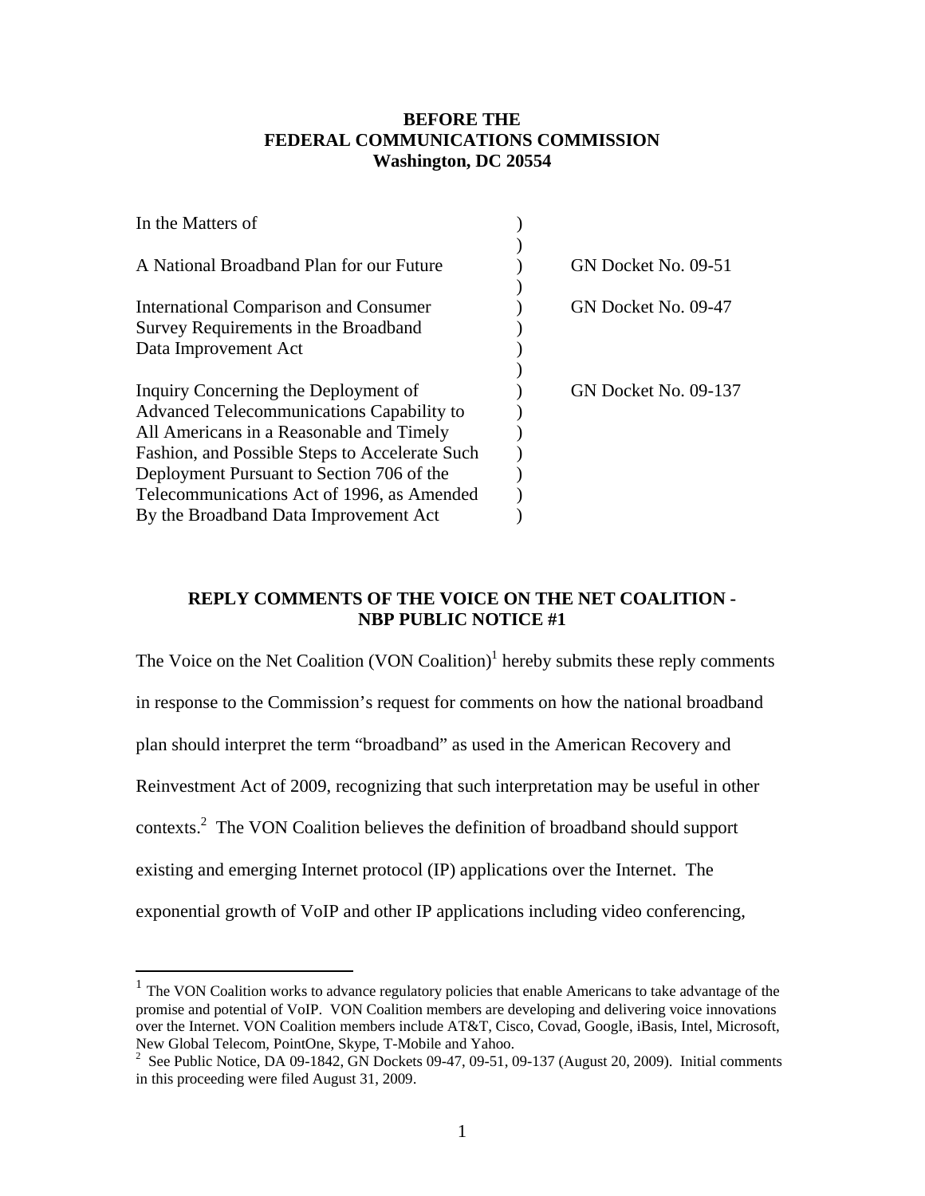**BEFORE THE**
**FEDERAL COMMUNICATIONS COMMISSION**
**Washington, DC 20554**

| In the Matters of | ) | |
|---|---|---|
| | ) | |
| A National Broadband Plan for our Future | ) | GN Docket No. 09-51 |
| | ) | |
| International Comparison and Consumer Survey Requirements in the Broadband Data Improvement Act | ) | GN Docket No. 09-47 |
| | ) | |
| Inquiry Concerning the Deployment of Advanced Telecommunications Capability to All Americans in a Reasonable and Timely Fashion, and Possible Steps to Accelerate Such Deployment Pursuant to Section 706 of the Telecommunications Act of 1996, as Amended By the Broadband Data Improvement Act | ) | GN Docket No. 09-137 |

**REPLY COMMENTS OF THE VOICE ON THE NET COALITION -**
**NBP PUBLIC NOTICE #1**

The Voice on the Net Coalition (VON Coalition)[1] hereby submits these reply comments in response to the Commission's request for comments on how the national broadband plan should interpret the term "broadband" as used in the American Recovery and Reinvestment Act of 2009, recognizing that such interpretation may be useful in other contexts.[2] The VON Coalition believes the definition of broadband should support existing and emerging Internet protocol (IP) applications over the Internet. The exponential growth of VoIP and other IP applications including video conferencing,

---

[1] The VON Coalition works to advance regulatory policies that enable Americans to take advantage of the promise and potential of VoIP. VON Coalition members are developing and delivering voice innovations over the Internet. VON Coalition members include AT&T, Cisco, Covad, Google, iBasis, Intel, Microsoft, New Global Telecom, PointOne, Skype, T-Mobile and Yahoo.

[2] See Public Notice, DA 09-1842, GN Dockets 09-47, 09-51, 09-137 (August 20, 2009). Initial comments in this proceeding were filed August 31, 2009.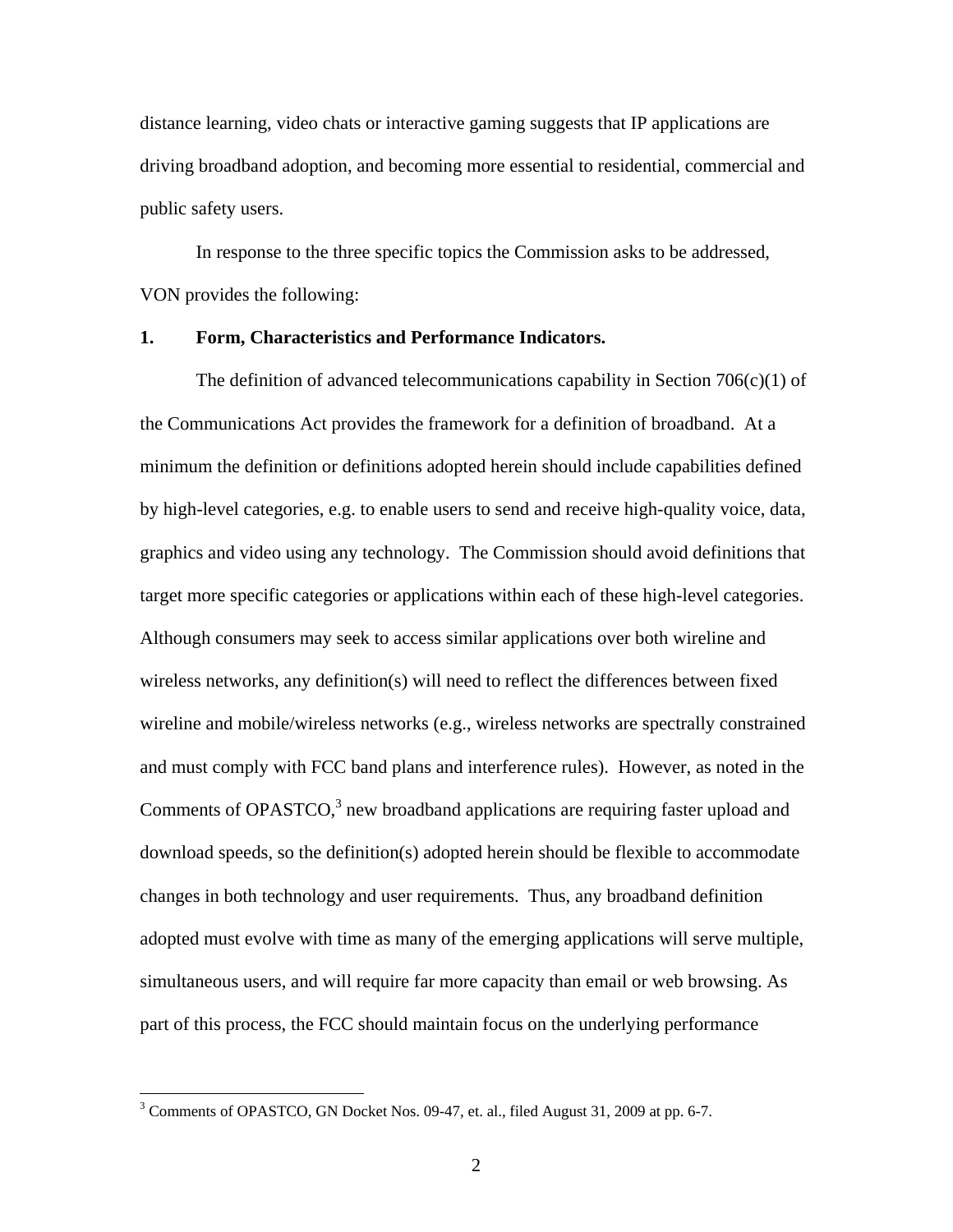distance learning, video chats or interactive gaming suggests that IP applications are driving broadband adoption, and becoming more essential to residential, commercial and public safety users.

In response to the three specific topics the Commission asks to be addressed, VON provides the following:

**1. Form, Characteristics and Performance Indicators.**

The definition of advanced telecommunications capability in Section 706(c)(1) of the Communications Act provides the framework for a definition of broadband. At a minimum the definition or definitions adopted herein should include capabilities defined by high-level categories, e.g. to enable users to send and receive high-quality voice, data, graphics and video using any technology. The Commission should avoid definitions that target more specific categories or applications within each of these high-level categories. Although consumers may seek to access similar applications over both wireline and wireless networks, any definition(s) will need to reflect the differences between fixed wireline and mobile/wireless networks (e.g., wireless networks are spectrally constrained and must comply with FCC band plans and interference rules). However, as noted in the Comments of OPASTCO,[3] new broadband applications are requiring faster upload and download speeds, so the definition(s) adopted herein should be flexible to accommodate changes in both technology and user requirements. Thus, any broadband definition adopted must evolve with time as many of the emerging applications will serve multiple, simultaneous users, and will require far more capacity than email or web browsing. As part of this process, the FCC should maintain focus on the underlying performance

---

[3] Comments of OPASTCO, GN Docket Nos. 09-47, et. al., filed August 31, 2009 at pp. 6-7.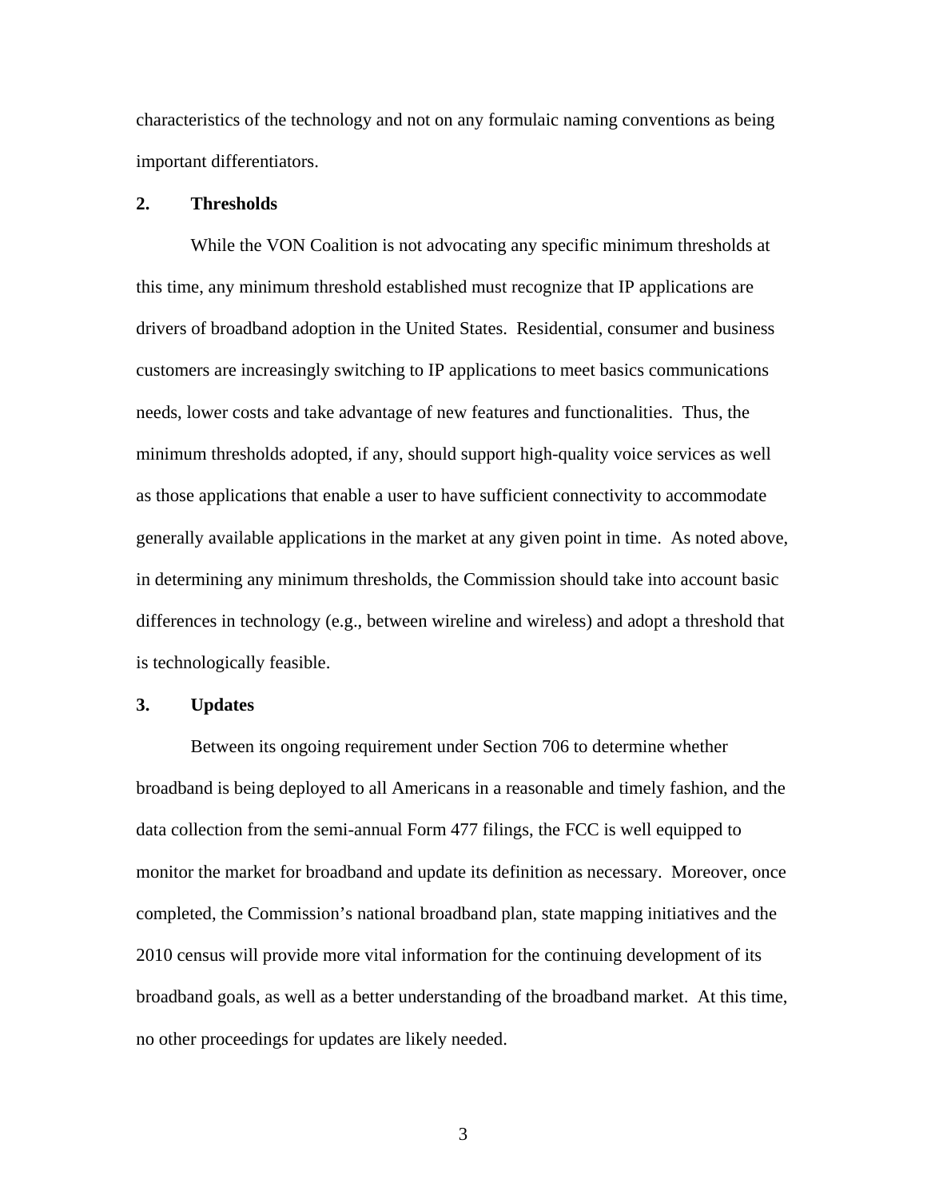characteristics of the technology and not on any formulaic naming conventions as being important differentiators.

**2. Thresholds**

While the VON Coalition is not advocating any specific minimum thresholds at this time, any minimum threshold established must recognize that IP applications are drivers of broadband adoption in the United States. Residential, consumer and business customers are increasingly switching to IP applications to meet basics communications needs, lower costs and take advantage of new features and functionalities. Thus, the minimum thresholds adopted, if any, should support high-quality voice services as well as those applications that enable a user to have sufficient connectivity to accommodate generally available applications in the market at any given point in time. As noted above, in determining any minimum thresholds, the Commission should take into account basic differences in technology (e.g., between wireline and wireless) and adopt a threshold that is technologically feasible.

**3. Updates**

Between its ongoing requirement under Section 706 to determine whether broadband is being deployed to all Americans in a reasonable and timely fashion, and the data collection from the semi-annual Form 477 filings, the FCC is well equipped to monitor the market for broadband and update its definition as necessary. Moreover, once completed, the Commission's national broadband plan, state mapping initiatives and the 2010 census will provide more vital information for the continuing development of its broadband goals, as well as a better understanding of the broadband market. At this time, no other proceedings for updates are likely needed.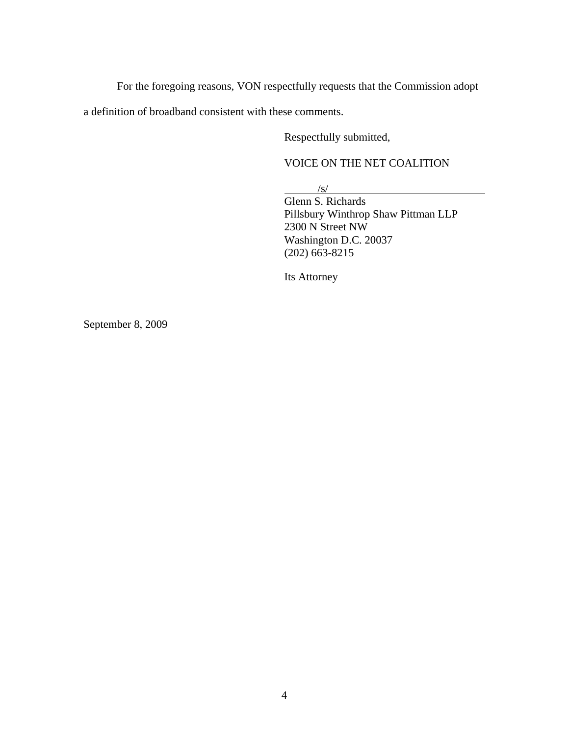For the foregoing reasons, VON respectfully requests that the Commission adopt a definition of broadband consistent with these comments.

Respectfully submitted,

VOICE ON THE NET COALITION

/s/
Glenn S. Richards
Pillsbury Winthrop Shaw Pittman LLP
2300 N Street NW
Washington D.C. 20037
(202) 663-8215

Its Attorney

September 8, 2009